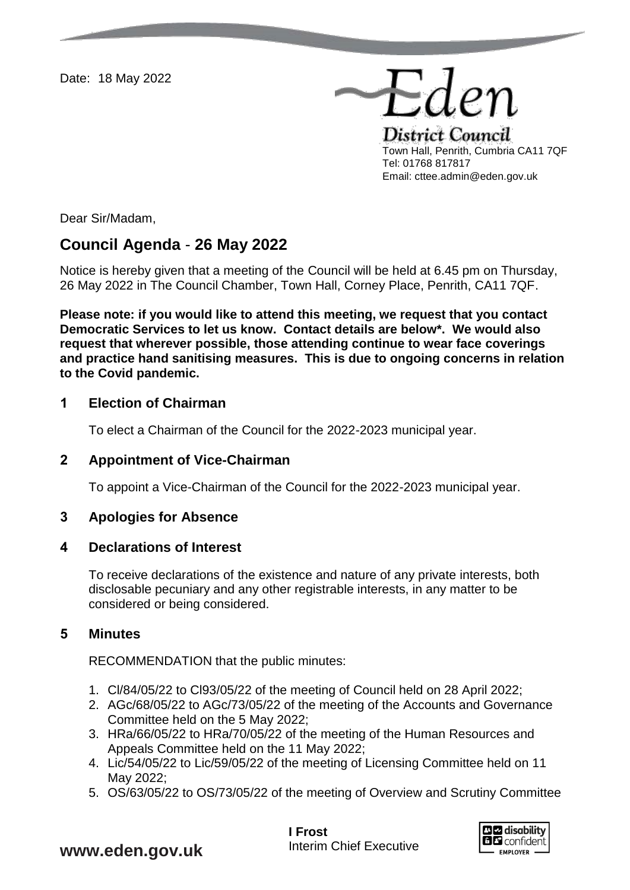Date: 18 May 2022

Eden District Council
Town Hall, Penrith, Cumbria CA11 7QF
Tel: 01768 817817
Email: cttee.admin@eden.gov.uk

Dear Sir/Madam,

## Council Agenda - 26 May 2022

Notice is hereby given that a meeting of the Council will be held at 6.45 pm on Thursday, 26 May 2022 in The Council Chamber, Town Hall, Corney Place, Penrith, CA11 7QF.

**Please note: if you would like to attend this meeting, we request that you contact Democratic Services to let us know. Contact details are below*. We would also request that wherever possible, those attending continue to wear face coverings and practice hand sanitising measures. This is due to ongoing concerns in relation to the Covid pandemic.**

### 1 Election of Chairman

To elect a Chairman of the Council for the 2022-2023 municipal year.

### 2 Appointment of Vice-Chairman

To appoint a Vice-Chairman of the Council for the 2022-2023 municipal year.

### 3 Apologies for Absence

### 4 Declarations of Interest

To receive declarations of the existence and nature of any private interests, both disclosable pecuniary and any other registrable interests, in any matter to be considered or being considered.

### 5 Minutes

RECOMMENDATION that the public minutes:

1. Cl/84/05/22 to Cl93/05/22 of the meeting of Council held on 28 April 2022;
2. AGc/68/05/22 to AGc/73/05/22 of the meeting of the Accounts and Governance Committee held on the 5 May 2022;
3. HRa/66/05/22 to HRa/70/05/22 of the meeting of the Human Resources and Appeals Committee held on the 11 May 2022;
4. Lic/54/05/22 to Lic/59/05/22 of the meeting of Licensing Committee held on 11 May 2022;
5. OS/63/05/22 to OS/73/05/22 of the meeting of Overview and Scrutiny Committee

www.eden.gov.uk

**I Frost**
Interim Chief Executive

disability confident EMPLOYER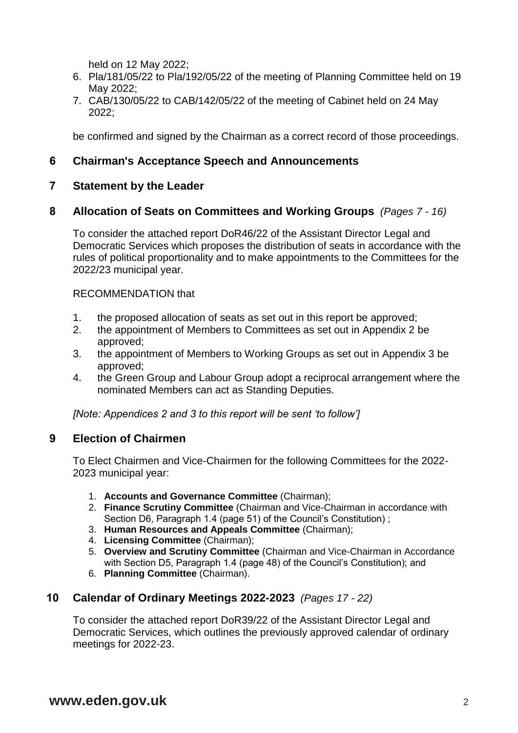held on 12 May 2022;

6. Pla/181/05/22 to Pla/192/05/22 of the meeting of Planning Committee held on 19 May 2022;
7. CAB/130/05/22 to CAB/142/05/22 of the meeting of Cabinet held on 24 May 2022;

be confirmed and signed by the Chairman as a correct record of those proceedings.

## 6 Chairman's Acceptance Speech and Announcements

## 7 Statement by the Leader

## 8 Allocation of Seats on Committees and Working Groups *(Pages 7 - 16)*

To consider the attached report DoR46/22 of the Assistant Director Legal and Democratic Services which proposes the distribution of seats in accordance with the rules of political proportionality and to make appointments to the Committees for the 2022/23 municipal year.

RECOMMENDATION that

1. the proposed allocation of seats as set out in this report be approved;
2. the appointment of Members to Committees as set out in Appendix 2 be approved;
3. the appointment of Members to Working Groups as set out in Appendix 3 be approved;
4. the Green Group and Labour Group adopt a reciprocal arrangement where the nominated Members can act as Standing Deputies.

*[Note: Appendices 2 and 3 to this report will be sent 'to follow']*

## 9 Election of Chairmen

To Elect Chairmen and Vice-Chairmen for the following Committees for the 2022-2023 municipal year:

1. **Accounts and Governance Committee** (Chairman);
2. **Finance Scrutiny Committee** (Chairman and Vice-Chairman in accordance with Section D6, Paragraph 1.4 (page 51) of the Council's Constitution) ;
3. **Human Resources and Appeals Committee** (Chairman);
4. **Licensing Committee** (Chairman);
5. **Overview and Scrutiny Committee** (Chairman and Vice-Chairman in Accordance with Section D5, Paragraph 1.4 (page 48) of the Council's Constitution); and
6. **Planning Committee** (Chairman).

## 10 Calendar of Ordinary Meetings 2022-2023 *(Pages 17 - 22)*

To consider the attached report DoR39/22 of the Assistant Director Legal and Democratic Services, which outlines the previously approved calendar of ordinary meetings for 2022-23.

**www.eden.gov.uk**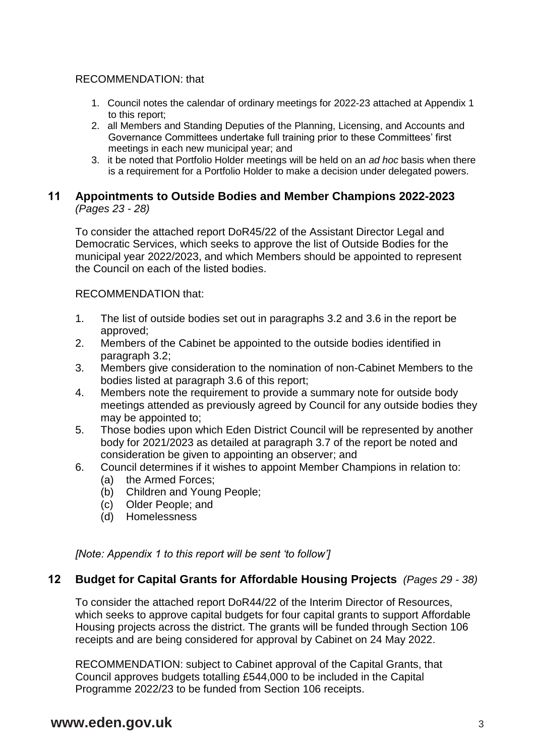RECOMMENDATION: that

1. Council notes the calendar of ordinary meetings for 2022-23 attached at Appendix 1 to this report;
2. all Members and Standing Deputies of the Planning, Licensing, and Accounts and Governance Committees undertake full training prior to these Committees' first meetings in each new municipal year; and
3. it be noted that Portfolio Holder meetings will be held on an *ad hoc* basis when there is a requirement for a Portfolio Holder to make a decision under delegated powers.

## 11 Appointments to Outside Bodies and Member Champions 2022-2023 *(Pages 23 - 28)*

To consider the attached report DoR45/22 of the Assistant Director Legal and Democratic Services, which seeks to approve the list of Outside Bodies for the municipal year 2022/2023, and which Members should be appointed to represent the Council on each of the listed bodies.

RECOMMENDATION that:

1. The list of outside bodies set out in paragraphs 3.2 and 3.6 in the report be approved;
2. Members of the Cabinet be appointed to the outside bodies identified in paragraph 3.2;
3. Members give consideration to the nomination of non-Cabinet Members to the bodies listed at paragraph 3.6 of this report;
4. Members note the requirement to provide a summary note for outside body meetings attended as previously agreed by Council for any outside bodies they may be appointed to;
5. Those bodies upon which Eden District Council will be represented by another body for 2021/2023 as detailed at paragraph 3.7 of the report be noted and consideration be given to appointing an observer; and
6. Council determines if it wishes to appoint Member Champions in relation to:
   (a) the Armed Forces;
   (b) Children and Young People;
   (c) Older People; and
   (d) Homelessness

*[Note: Appendix 1 to this report will be sent 'to follow']*

## 12 Budget for Capital Grants for Affordable Housing Projects *(Pages 29 - 38)*

To consider the attached report DoR44/22 of the Interim Director of Resources, which seeks to approve capital budgets for four capital grants to support Affordable Housing projects across the district. The grants will be funded through Section 106 receipts and are being considered for approval by Cabinet on 24 May 2022.

RECOMMENDATION: subject to Cabinet approval of the Capital Grants, that Council approves budgets totalling £544,000 to be included in the Capital Programme 2022/23 to be funded from Section 106 receipts.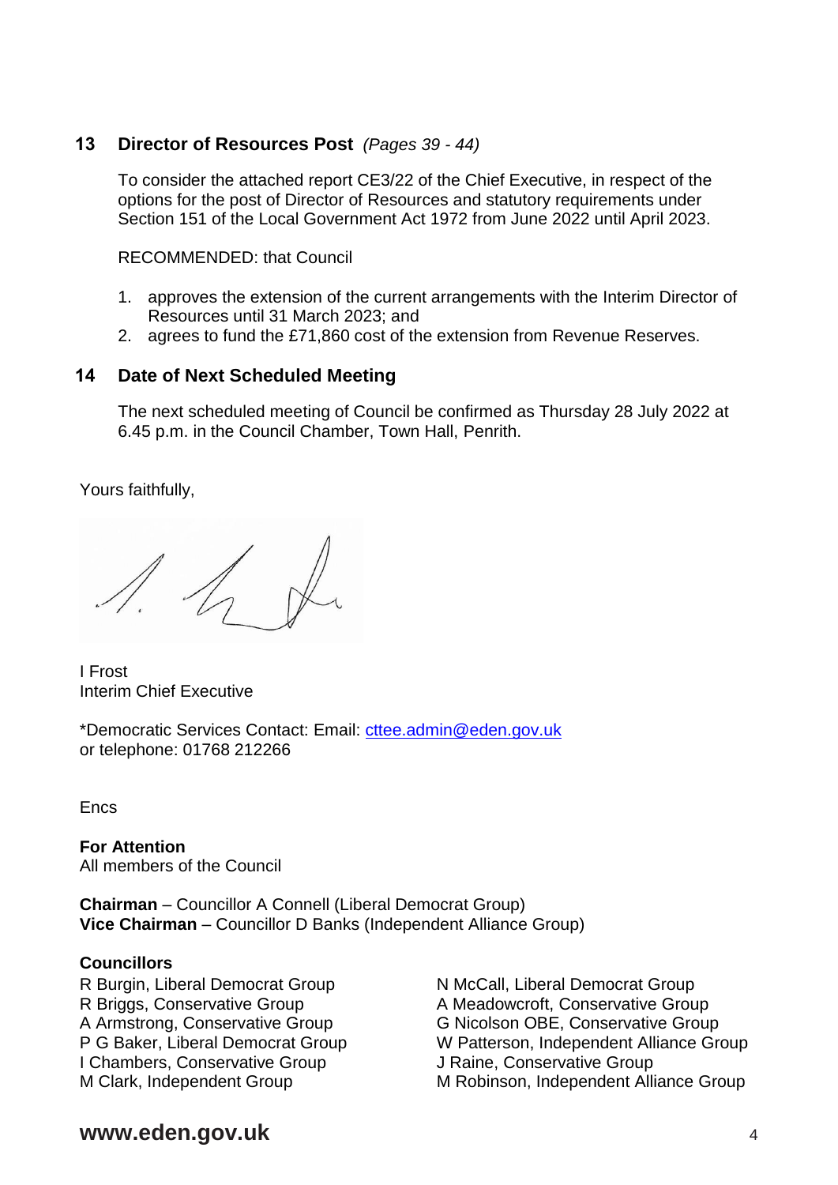## 13 Director of Resources Post *(Pages 39 - 44)*

To consider the attached report CE3/22 of the Chief Executive, in respect of the options for the post of Director of Resources and statutory requirements under Section 151 of the Local Government Act 1972 from June 2022 until April 2023.

RECOMMENDED: that Council

1. approves the extension of the current arrangements with the Interim Director of Resources until 31 March 2023; and
2. agrees to fund the £71,860 cost of the extension from Revenue Reserves.

## 14 Date of Next Scheduled Meeting

The next scheduled meeting of Council be confirmed as Thursday 28 July 2022 at 6.45 p.m. in the Council Chamber, Town Hall, Penrith.

Yours faithfully,

I Frost
Interim Chief Executive

*Democratic Services Contact: Email: cttee.admin@eden.gov.uk
or telephone: 01768 212266

Encs

**For Attention**
All members of the Council

**Chairman** – Councillor A Connell (Liberal Democrat Group)
**Vice Chairman** – Councillor D Banks (Independent Alliance Group)

**Councillors**

R Burgin, Liberal Democrat Group
R Briggs, Conservative Group
A Armstrong, Conservative Group
P G Baker, Liberal Democrat Group
I Chambers, Conservative Group
M Clark, Independent Group
N McCall, Liberal Democrat Group
A Meadowcroft, Conservative Group
G Nicolson OBE, Conservative Group
W Patterson, Independent Alliance Group
J Raine, Conservative Group
M Robinson, Independent Alliance Group

**www.eden.gov.uk**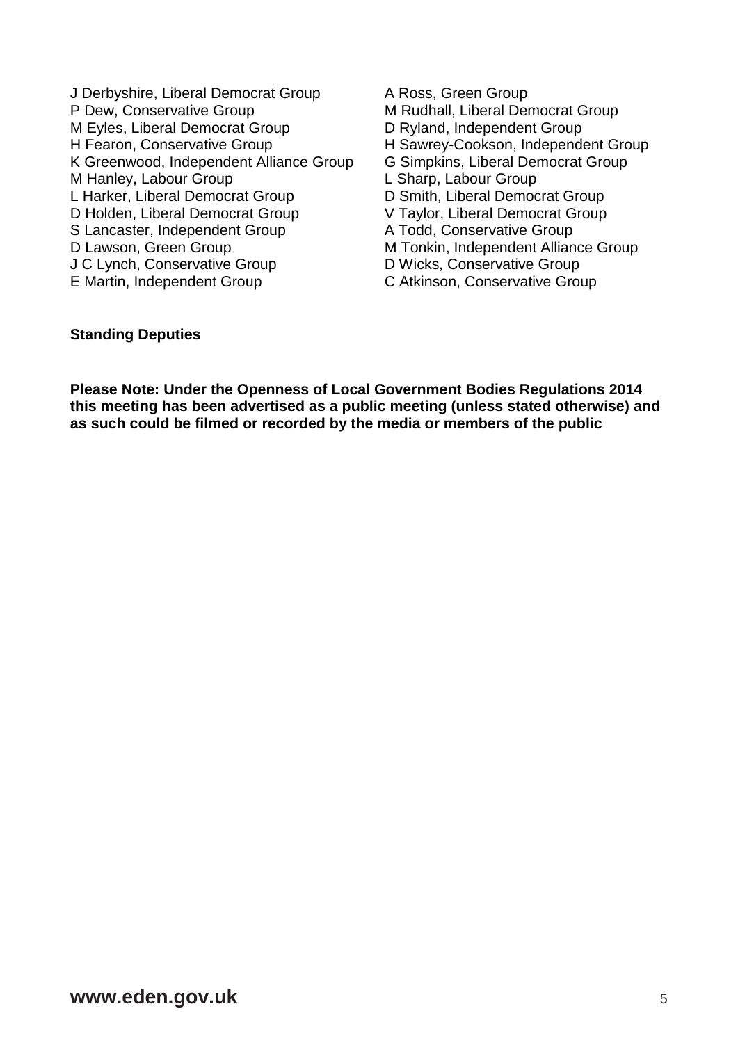J Derbyshire, Liberal Democrat Group
P Dew, Conservative Group
M Eyles, Liberal Democrat Group
H Fearon, Conservative Group
K Greenwood, Independent Alliance Group
M Hanley, Labour Group
L Harker, Liberal Democrat Group
D Holden, Liberal Democrat Group
S Lancaster, Independent Group
D Lawson, Green Group
J C Lynch, Conservative Group
E Martin, Independent Group
A Ross, Green Group
M Rudhall, Liberal Democrat Group
D Ryland, Independent Group
H Sawrey-Cookson, Independent Group
G Simpkins, Liberal Democrat Group
L Sharp, Labour Group
D Smith, Liberal Democrat Group
V Taylor, Liberal Democrat Group
A Todd, Conservative Group
M Tonkin, Independent Alliance Group
D Wicks, Conservative Group
C Atkinson, Conservative Group

**Standing Deputies**

**Please Note: Under the Openness of Local Government Bodies Regulations 2014 this meeting has been advertised as a public meeting (unless stated otherwise) and as such could be filmed or recorded by the media or members of the public**

**www.eden.gov.uk**